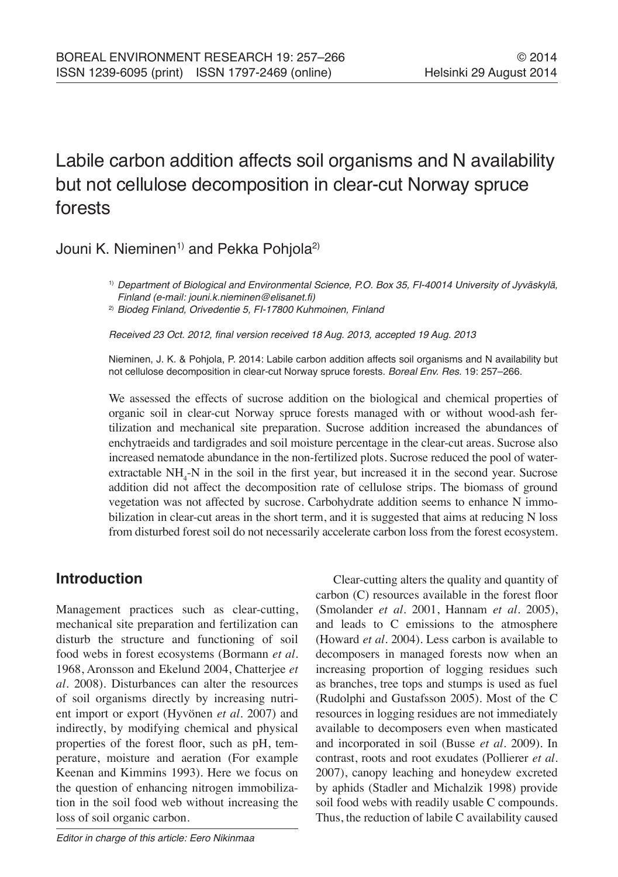# Labile carbon addition affects soil organisms and N availability but not cellulose decomposition in clear-cut Norway spruce forests

Jouni K. Nieminen[1] and Pekka Pohjola[2]

[1] *Department of Biological and Environmental Science, P.O. Box 35, FI-40014 University of Jyväskylä, Finland (e-mail: jouni.k.nieminen@elisanet.fi)*

[2] *Biodeg Finland, Orivedentie 5, FI-17800 Kuhmoinen, Finland*

*Received 23 Oct. 2012, final version received 18 Aug. 2013, accepted 19 Aug. 2013*

Nieminen, J. K. & Pohjola, P. 2014: Labile carbon addition affects soil organisms and N availability but not cellulose decomposition in clear-cut Norway spruce forests. *Boreal Env. Res.* 19: 257–266.

We assessed the effects of sucrose addition on the biological and chemical properties of organic soil in clear-cut Norway spruce forests managed with or without wood-ash fertilization and mechanical site preparation. Sucrose addition increased the abundances of enchytraeids and tardigrades and soil moisture percentage in the clear-cut areas. Sucrose also increased nematode abundance in the non-fertilized plots. Sucrose reduced the pool of water-extractable $NH_4$-N in the soil in the first year, but increased it in the second year. Sucrose addition did not affect the decomposition rate of cellulose strips. The biomass of ground vegetation was not affected by sucrose. Carbohydrate addition seems to enhance N immobilization in clear-cut areas in the short term, and it is suggested that aims at reducing N loss from disturbed forest soil do not necessarily accelerate carbon loss from the forest ecosystem.

## Introduction

Management practices such as clear-cutting, mechanical site preparation and fertilization can disturb the structure and functioning of soil food webs in forest ecosystems (Bormann *et al.* 1968, Aronsson and Ekelund 2004, Chatterjee *et al.* 2008). Disturbances can alter the resources of soil organisms directly by increasing nutrient import or export (Hyvönen *et al.* 2007) and indirectly, by modifying chemical and physical properties of the forest floor, such as pH, temperature, moisture and aeration (For example Keenan and Kimmins 1993). Here we focus on the question of enhancing nitrogen immobilization in the soil food web without increasing the loss of soil organic carbon.

Clear-cutting alters the quality and quantity of carbon (C) resources available in the forest floor (Smolander *et al.* 2001, Hannam *et al.* 2005), and leads to C emissions to the atmosphere (Howard *et al.* 2004). Less carbon is available to decomposers in managed forests now when an increasing proportion of logging residues such as branches, tree tops and stumps is used as fuel (Rudolphi and Gustafsson 2005). Most of the C resources in logging residues are not immediately available to decomposers even when masticated and incorporated in soil (Busse *et al.* 2009). In contrast, roots and root exudates (Pollierer *et al.* 2007), canopy leaching and honeydew excreted by aphids (Stadler and Michalzik 1998) provide soil food webs with readily usable C compounds. Thus, the reduction of labile C availability caused

Editor in charge of this article: Eero Nikinmaa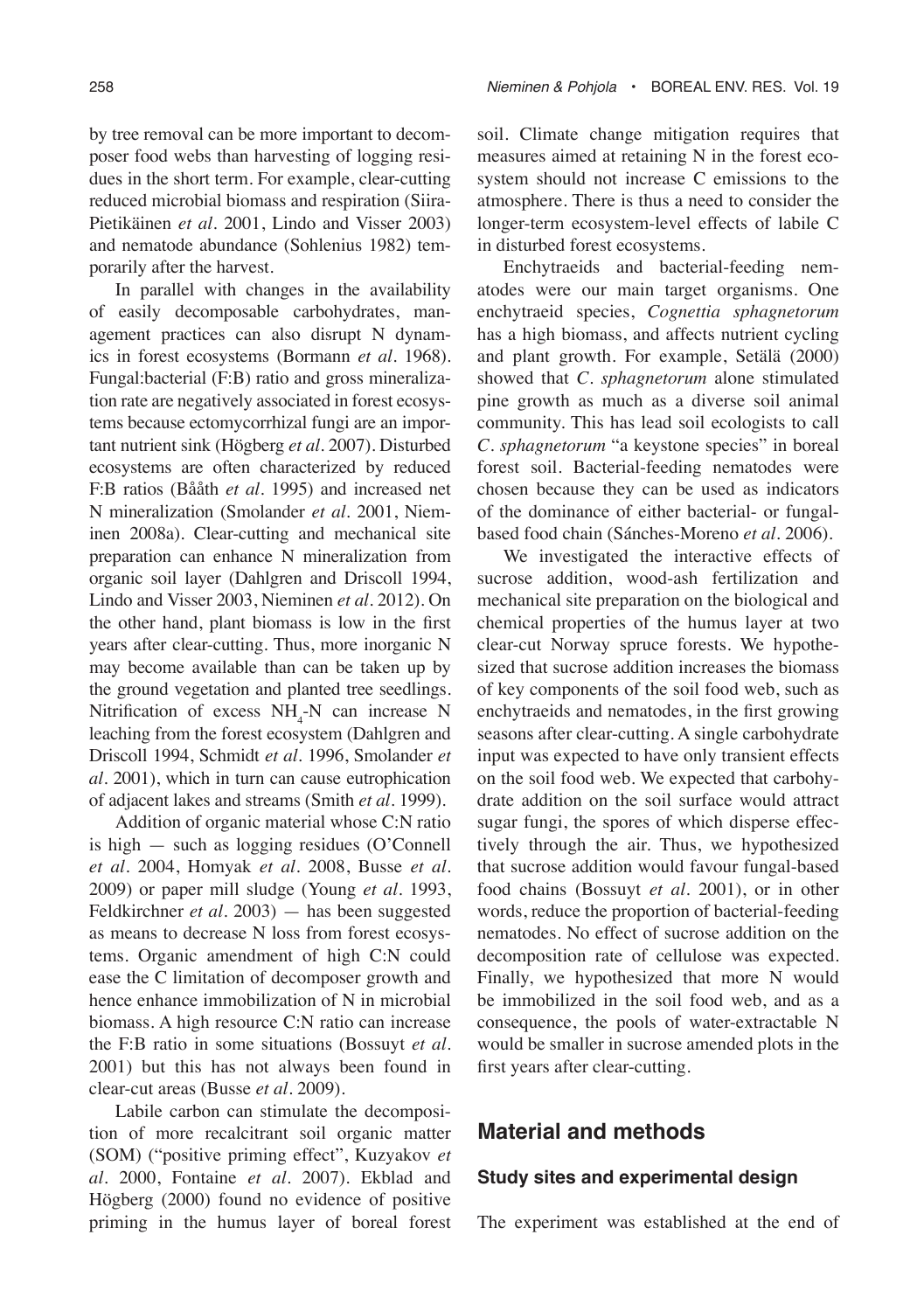by tree removal can be more important to decomposer food webs than harvesting of logging residues in the short term. For example, clear-cutting reduced microbial biomass and respiration (Siira-Pietikäinen *et al.* 2001, Lindo and Visser 2003) and nematode abundance (Sohlenius 1982) temporarily after the harvest.

In parallel with changes in the availability of easily decomposable carbohydrates, management practices can also disrupt N dynamics in forest ecosystems (Bormann *et al.* 1968). Fungal:bacterial (F:B) ratio and gross mineralization rate are negatively associated in forest ecosystems because ectomycorrhizal fungi are an important nutrient sink (Högberg *et al.* 2007). Disturbed ecosystems are often characterized by reduced F:B ratios (Bååth *et al.* 1995) and increased net N mineralization (Smolander *et al.* 2001, Nieminen 2008a). Clear-cutting and mechanical site preparation can enhance N mineralization from organic soil layer (Dahlgren and Driscoll 1994, Lindo and Visser 2003, Nieminen *et al.* 2012). On the other hand, plant biomass is low in the first years after clear-cutting. Thus, more inorganic N may become available than can be taken up by the ground vegetation and planted tree seedlings. Nitrification of excess $NH_4$-N can increase N leaching from the forest ecosystem (Dahlgren and Driscoll 1994, Schmidt *et al.* 1996, Smolander *et al.* 2001), which in turn can cause eutrophication of adjacent lakes and streams (Smith *et al.* 1999).

Addition of organic material whose C:N ratio is high — such as logging residues (O'Connell *et al.* 2004, Homyak *et al.* 2008, Busse *et al.* 2009) or paper mill sludge (Young *et al.* 1993, Feldkirchner *et al.* 2003) — has been suggested as means to decrease N loss from forest ecosystems. Organic amendment of high C:N could ease the C limitation of decomposer growth and hence enhance immobilization of N in microbial biomass. A high resource C:N ratio can increase the F:B ratio in some situations (Bossuyt *et al.* 2001) but this has not always been found in clear-cut areas (Busse *et al.* 2009).

Labile carbon can stimulate the decomposition of more recalcitrant soil organic matter (SOM) ("positive priming effect", Kuzyakov *et al.* 2000, Fontaine *et al.* 2007). Ekblad and Högberg (2000) found no evidence of positive priming in the humus layer of boreal forest soil. Climate change mitigation requires that measures aimed at retaining N in the forest ecosystem should not increase C emissions to the atmosphere. There is thus a need to consider the longer-term ecosystem-level effects of labile C in disturbed forest ecosystems.

Enchytraeids and bacterial-feeding nematodes were our main target organisms. One enchytraeid species, *Cognettia sphagnetorum* has a high biomass, and affects nutrient cycling and plant growth. For example, Setälä (2000) showed that *C. sphagnetorum* alone stimulated pine growth as much as a diverse soil animal community. This has lead soil ecologists to call *C. sphagnetorum* "a keystone species" in boreal forest soil. Bacterial-feeding nematodes were chosen because they can be used as indicators of the dominance of either bacterial- or fungal-based food chain (Sánches-Moreno *et al.* 2006).

We investigated the interactive effects of sucrose addition, wood-ash fertilization and mechanical site preparation on the biological and chemical properties of the humus layer at two clear-cut Norway spruce forests. We hypothesized that sucrose addition increases the biomass of key components of the soil food web, such as enchytraeids and nematodes, in the first growing seasons after clear-cutting. A single carbohydrate input was expected to have only transient effects on the soil food web. We expected that carbohydrate addition on the soil surface would attract sugar fungi, the spores of which disperse effectively through the air. Thus, we hypothesized that sucrose addition would favour fungal-based food chains (Bossuyt *et al.* 2001), or in other words, reduce the proportion of bacterial-feeding nematodes. No effect of sucrose addition on the decomposition rate of cellulose was expected. Finally, we hypothesized that more N would be immobilized in the soil food web, and as a consequence, the pools of water-extractable N would be smaller in sucrose amended plots in the first years after clear-cutting.

## Material and methods

### Study sites and experimental design

The experiment was established at the end of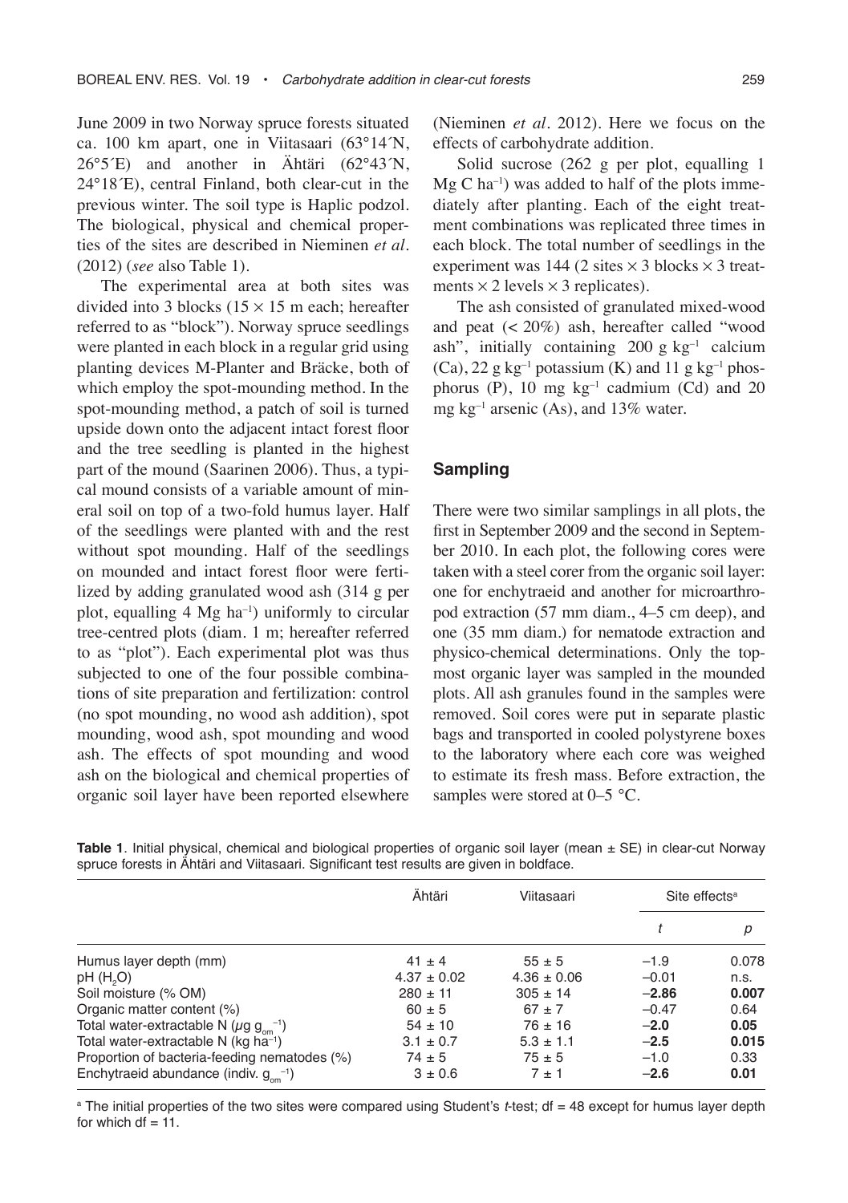June 2009 in two Norway spruce forests situated ca. 100 km apart, one in Viitasaari (63°14´N, 26°5´E) and another in Ähtäri (62°43´N, 24°18´E), central Finland, both clear-cut in the previous winter. The soil type is Haplic podzol. The biological, physical and chemical properties of the sites are described in Nieminen *et al*. (2012) (*see* also Table 1).

The experimental area at both sites was divided into 3 blocks (15 × 15 m each; hereafter referred to as "block"). Norway spruce seedlings were planted in each block in a regular grid using planting devices M-Planter and Bräcke, both of which employ the spot-mounding method. In the spot-mounding method, a patch of soil is turned upside down onto the adjacent intact forest floor and the tree seedling is planted in the highest part of the mound (Saarinen 2006). Thus, a typical mound consists of a variable amount of mineral soil on top of a two-fold humus layer. Half of the seedlings were planted with and the rest without spot mounding. Half of the seedlings on mounded and intact forest floor were fertilized by adding granulated wood ash (314 g per plot, equalling 4 Mg ha$^{-1}$) uniformly to circular tree-centred plots (diam. 1 m; hereafter referred to as "plot"). Each experimental plot was thus subjected to one of the four possible combinations of site preparation and fertilization: control (no spot mounding, no wood ash addition), spot mounding, wood ash, spot mounding and wood ash. The effects of spot mounding and wood ash on the biological and chemical properties of organic soil layer have been reported elsewhere (Nieminen *et al*. 2012). Here we focus on the effects of carbohydrate addition.

Solid sucrose (262 g per plot, equalling 1 Mg C ha$^{-1}$) was added to half of the plots immediately after planting. Each of the eight treatment combinations was replicated three times in each block. The total number of seedlings in the experiment was 144 (2 sites × 3 blocks × 3 treatments × 2 levels × 3 replicates).

The ash consisted of granulated mixed-wood and peat (< 20%) ash, hereafter called "wood ash", initially containing 200 g kg$^{-1}$ calcium (Ca), 22 g kg$^{-1}$ potassium (K) and 11 g kg$^{-1}$ phosphorus (P), 10 mg kg$^{-1}$ cadmium (Cd) and 20 mg kg$^{-1}$ arsenic (As), and 13% water.

## Sampling

There were two similar samplings in all plots, the first in September 2009 and the second in September 2010. In each plot, the following cores were taken with a steel corer from the organic soil layer: one for enchytraeid and another for microarthropod extraction (57 mm diam., 4–5 cm deep), and one (35 mm diam.) for nematode extraction and physico-chemical determinations. Only the topmost organic layer was sampled in the mounded plots. All ash granules found in the samples were removed. Soil cores were put in separate plastic bags and transported in cooled polystyrene boxes to the laboratory where each core was weighed to estimate its fresh mass. Before extraction, the samples were stored at 0–5 °C.

**Table 1**. Initial physical, chemical and biological properties of organic soil layer (mean ± SE) in clear-cut Norway spruce forests in Ähtäri and Viitasaari. Significant test results are given in boldface.

| | Ähtäri | Viitasaari | Site effects[a] | |
|---|---|---|---|---|
| | | | *t* | *p* |
| Humus layer depth (mm) | 41 ± 4 | 55 ± 5 | –1.9 | 0.078 |
| pH ($H_2O$) | 4.37 ± 0.02 | 4.36 ± 0.06 | –0.01 | n.s. |
| Soil moisture (% OM) | 280 ± 11 | 305 ± 14 | **–2.86** | **0.007** |
| Organic matter content (%) | 60 ± 5 | 67 ± 7 | –0.47 | 0.64 |
| Total water-extractable N ($\mu$g $g_{om}^{-1}$) | 54 ± 10 | 76 ± 16 | **–2.0** | **0.05** |
| Total water-extractable N (kg ha$^{-1}$) | 3.1 ± 0.7 | 5.3 ± 1.1 | **–2.5** | **0.015** |
| Proportion of bacteria-feeding nematodes (%) | 74 ± 5 | 75 ± 5 | –1.0 | 0.33 |
| Enchytraeid abundance (indiv. $g_{om}^{-1}$) | 3 ± 0.6 | 7 ± 1 | **–2.6** | **0.01** |

[a] The initial properties of the two sites were compared using Student's *t*-test; df = 48 except for humus layer depth for which df = 11.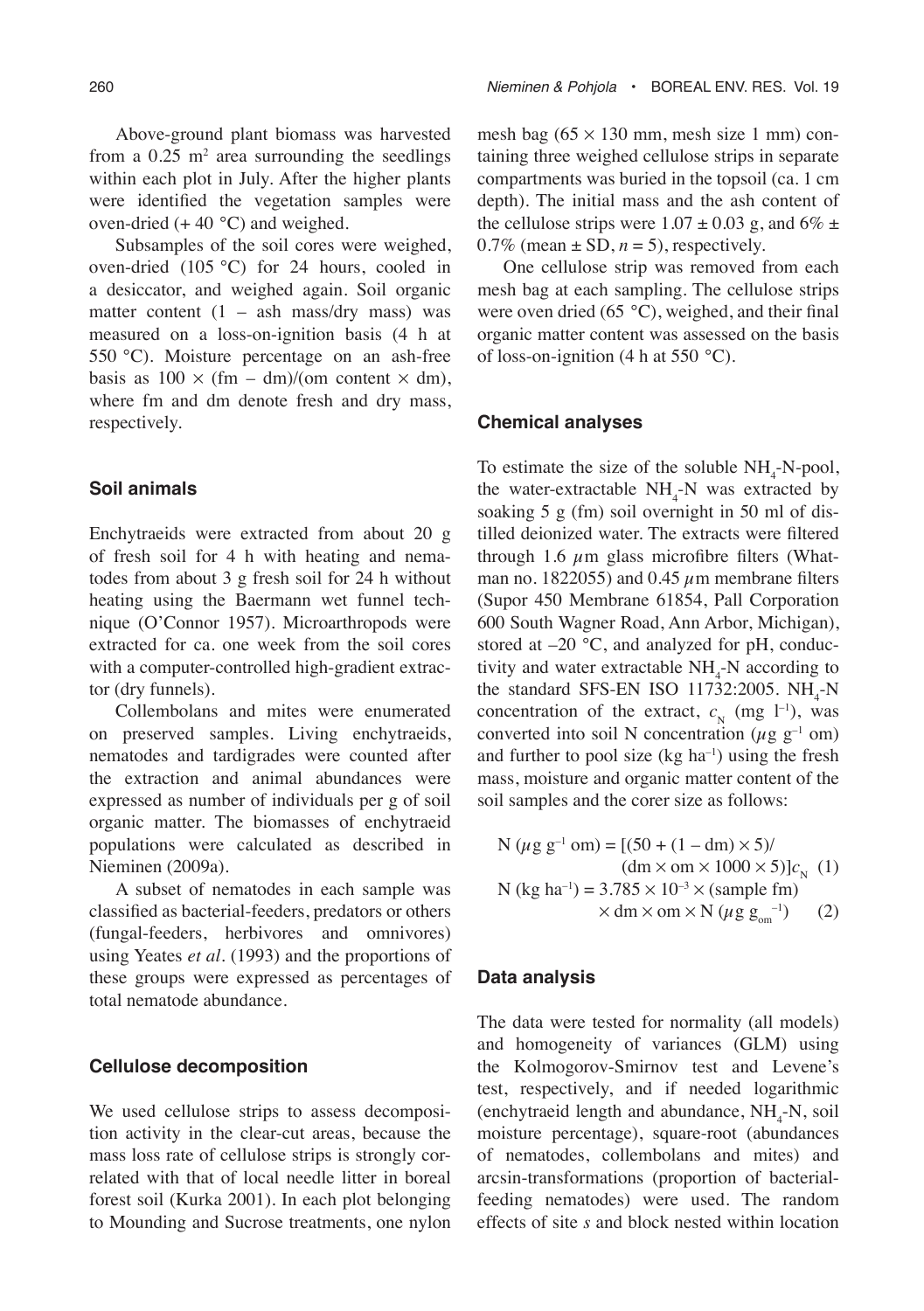Above-ground plant biomass was harvested from a 0.25 $m^2$ area surrounding the seedlings within each plot in July. After the higher plants were identified the vegetation samples were oven-dried (+ 40 °C) and weighed.

Subsamples of the soil cores were weighed, oven-dried (105 °C) for 24 hours, cooled in a desiccator, and weighed again. Soil organic matter content (1 – ash mass/dry mass) was measured on a loss-on-ignition basis (4 h at 550 °C). Moisture percentage on an ash-free basis as $100 \times (\text{fm} - \text{dm})/(\text{om content} \times \text{dm})$, where fm and dm denote fresh and dry mass, respectively.

### Soil animals

Enchytraeids were extracted from about 20 g of fresh soil for 4 h with heating and nematodes from about 3 g fresh soil for 24 h without heating using the Baermann wet funnel technique (O'Connor 1957). Microarthropods were extracted for ca. one week from the soil cores with a computer-controlled high-gradient extractor (dry funnels).

Collembolans and mites were enumerated on preserved samples. Living enchytraeids, nematodes and tardigrades were counted after the extraction and animal abundances were expressed as number of individuals per g of soil organic matter. The biomasses of enchytraeid populations were calculated as described in Nieminen (2009a).

A subset of nematodes in each sample was classified as bacterial-feeders, predators or others (fungal-feeders, herbivores and omnivores) using Yeates *et al*. (1993) and the proportions of these groups were expressed as percentages of total nematode abundance.

### Cellulose decomposition

We used cellulose strips to assess decomposition activity in the clear-cut areas, because the mass loss rate of cellulose strips is strongly correlated with that of local needle litter in boreal forest soil (Kurka 2001). In each plot belonging to Mounding and Sucrose treatments, one nylon mesh bag (65 × 130 mm, mesh size 1 mm) containing three weighed cellulose strips in separate compartments was buried in the topsoil (ca. 1 cm depth). The initial mass and the ash content of the cellulose strips were $1.07 \pm 0.03$ g, and $6\% \pm 0.7\%$ (mean ± SD, $n = 5$), respectively.

One cellulose strip was removed from each mesh bag at each sampling. The cellulose strips were oven dried (65 °C), weighed, and their final organic matter content was assessed on the basis of loss-on-ignition (4 h at 550 °C).

### Chemical analyses

To estimate the size of the soluble $NH_4$-N-pool, the water-extractable $NH_4$-N was extracted by soaking 5 g (fm) soil overnight in 50 ml of distilled deionized water. The extracts were filtered through 1.6 $\mu$m glass microfibre filters (Whatman no. 1822055) and 0.45 $\mu$m membrane filters (Supor 450 Membrane 61854, Pall Corporation 600 South Wagner Road, Ann Arbor, Michigan), stored at –20 °C, and analyzed for pH, conductivity and water extractable $NH_4$-N according to the standard SFS-EN ISO 11732:2005. $NH_4$-N concentration of the extract, $c_N$ (mg $l^{-1}$), was converted into soil N concentration ($\mu$g $g^{-1}$ om) and further to pool size (kg $ha^{-1}$) using the fresh mass, moisture and organic matter content of the soil samples and the corer size as follows:

$$\text{N } (\mu\text{g g}^{-1}\text{ om}) = [(50 + (1 - \text{dm}) \times 5)/(\text{dm} \times \text{om} \times 1000 \times 5)]c_N \quad (1)$$

$$\text{N } (\text{kg ha}^{-1}) = 3.785 \times 10^{-3} \times (\text{sample fm}) \times \text{dm} \times \text{om} \times \text{N } (\mu\text{g g}_{\text{om}}^{-1}) \quad (2)$$

### Data analysis

The data were tested for normality (all models) and homogeneity of variances (GLM) using the Kolmogorov-Smirnov test and Levene's test, respectively, and if needed logarithmic (enchytraeid length and abundance, $NH_4$-N, soil moisture percentage), square-root (abundances of nematodes, collembolans and mites) and arcsin-transformations (proportion of bacterial-feeding nematodes) were used. The random effects of site *s* and block nested within location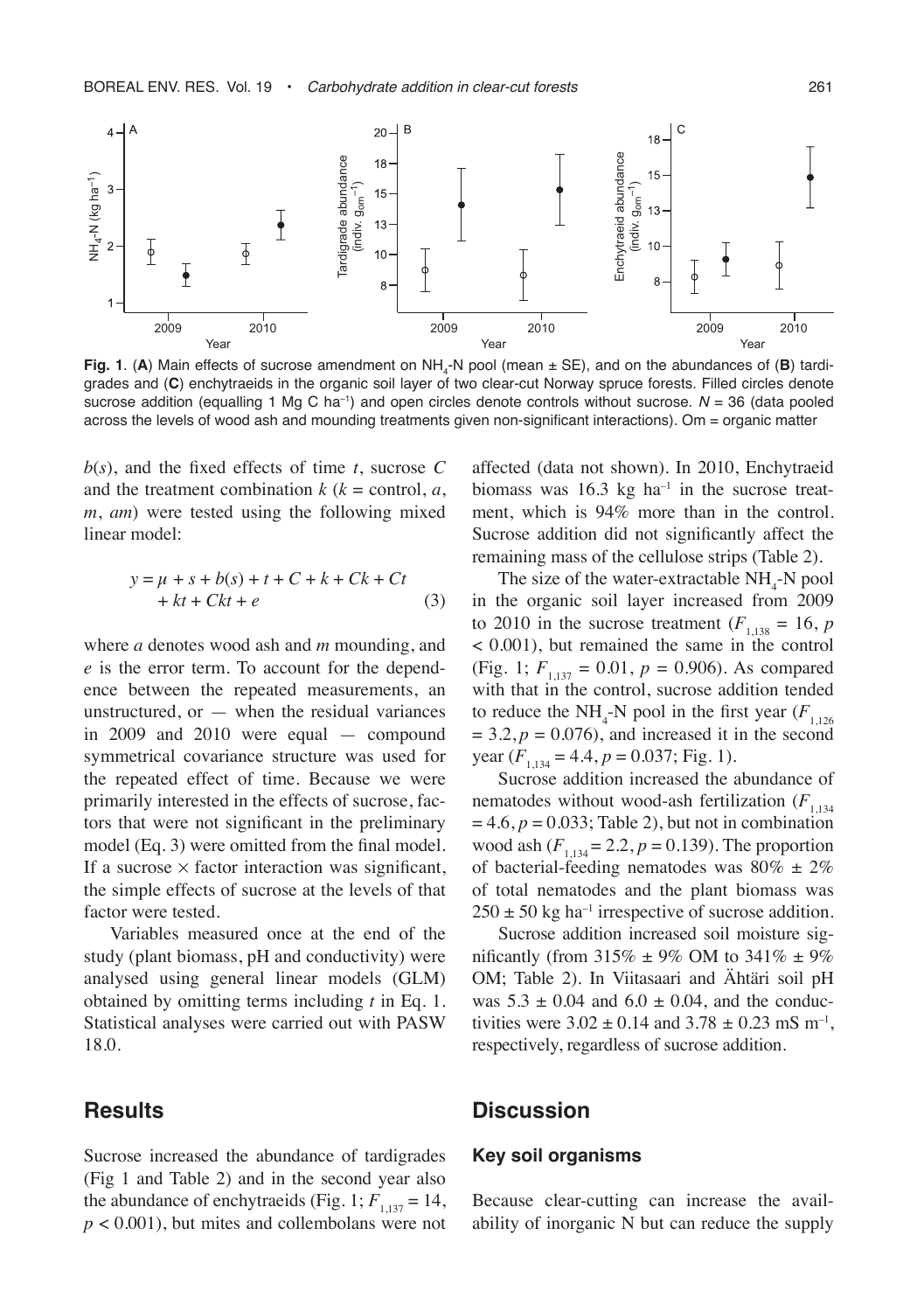**Fig. 1**. (**A**) Main effects of sucrose amendment on $NH_4$-N pool (mean ± SE), and on the abundances of (**B**) tardigrades and (**C**) enchytraeids in the organic soil layer of two clear-cut Norway spruce forests. Filled circles denote sucrose addition (equalling 1 Mg C $ha^{-1}$) and open circles denote controls without sucrose. $N = 36$ (data pooled across the levels of wood ash and mounding treatments given non-significant interactions). Om = organic matter

$b(s)$, and the fixed effects of time $t$, sucrose $C$ and the treatment combination $k$ ($k$ = control, $a$, $m$, $am$) were tested using the following mixed linear model:

$$y = \mu + s + b(s) + t + C + k + Ck + Ct + kt + Ckt + e \quad (3)$$

where $a$ denotes wood ash and $m$ mounding, and $e$ is the error term. To account for the dependence between the repeated measurements, an unstructured, or — when the residual variances in 2009 and 2010 were equal — compound symmetrical covariance structure was used for the repeated effect of time. Because we were primarily interested in the effects of sucrose, factors that were not significant in the preliminary model (Eq. 3) were omitted from the final model. If a sucrose × factor interaction was significant, the simple effects of sucrose at the levels of that factor were tested.

Variables measured once at the end of the study (plant biomass, pH and conductivity) were analysed using general linear models (GLM) obtained by omitting terms including $t$ in Eq. 1. Statistical analyses were carried out with PASW 18.0.

## Results

Sucrose increased the abundance of tardigrades (Fig 1 and Table 2) and in the second year also the abundance of enchytraeids (Fig. 1; $F_{1,137} = 14$, $p < 0.001$), but mites and collembolans were not affected (data not shown). In 2010, Enchytraeid biomass was 16.3 kg $ha^{-1}$ in the sucrose treatment, which is 94% more than in the control. Sucrose addition did not significantly affect the remaining mass of the cellulose strips (Table 2).

The size of the water-extractable $NH_4$-N pool in the organic soil layer increased from 2009 to 2010 in the sucrose treatment ($F_{1,138} = 16$, $p < 0.001$), but remained the same in the control (Fig. 1; $F_{1,137} = 0.01$, $p = 0.906$). As compared with that in the control, sucrose addition tended to reduce the $NH_4$-N pool in the first year ($F_{1,126} = 3.2$, $p = 0.076$), and increased it in the second year ($F_{1,134} = 4.4$, $p = 0.037$; Fig. 1).

Sucrose addition increased the abundance of nematodes without wood-ash fertilization ($F_{1,134} = 4.6$, $p = 0.033$; Table 2), but not in combination wood ash ($F_{1,134} = 2.2$, $p = 0.139$). The proportion of bacterial-feeding nematodes was 80% ± 2% of total nematodes and the plant biomass was 250 ± 50 kg $ha^{-1}$ irrespective of sucrose addition.

Sucrose addition increased soil moisture significantly (from 315% ± 9% OM to 341% ± 9% OM; Table 2). In Viitasaari and Ähtäri soil pH was 5.3 ± 0.04 and 6.0 ± 0.04, and the conductivities were 3.02 ± 0.14 and 3.78 ± 0.23 mS $m^{-1}$, respectively, regardless of sucrose addition.

## Discussion

### Key soil organisms

Because clear-cutting can increase the availability of inorganic N but can reduce the supply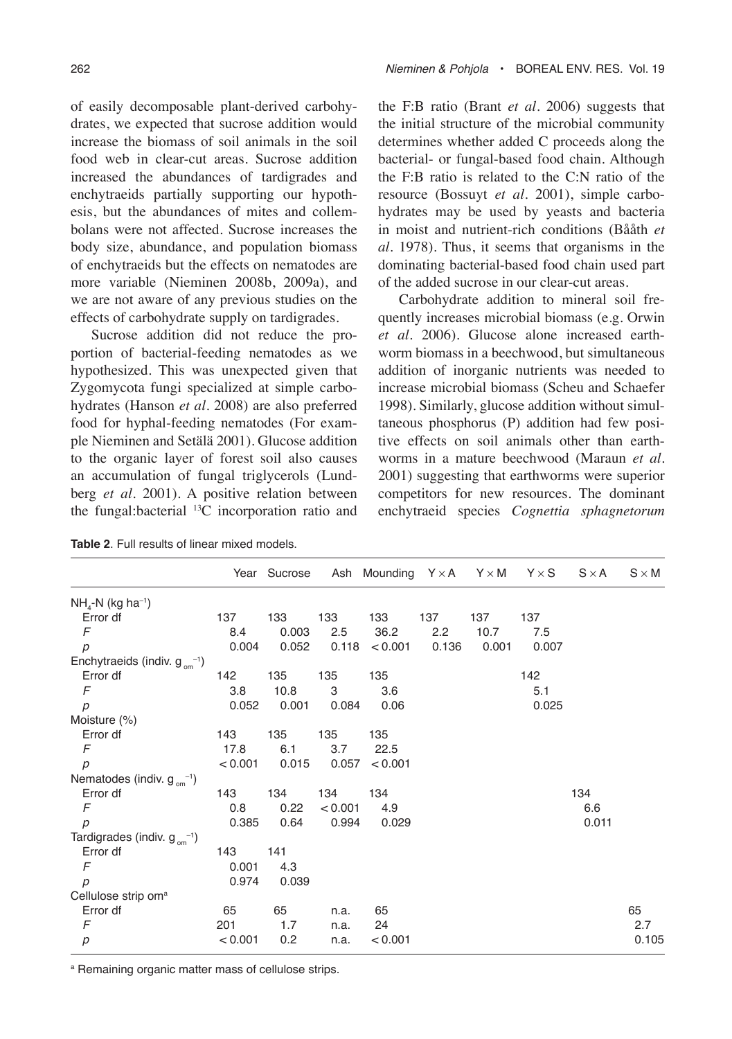of easily decomposable plant-derived carbohydrates, we expected that sucrose addition would increase the biomass of soil animals in the soil food web in clear-cut areas. Sucrose addition increased the abundances of tardigrades and enchytraeids partially supporting our hypothesis, but the abundances of mites and collembolans were not affected. Sucrose increases the body size, abundance, and population biomass of enchytraeids but the effects on nematodes are more variable (Nieminen 2008b, 2009a), and we are not aware of any previous studies on the effects of carbohydrate supply on tardigrades.

Sucrose addition did not reduce the proportion of bacterial-feeding nematodes as we hypothesized. This was unexpected given that Zygomycota fungi specialized at simple carbohydrates (Hanson *et al*. 2008) are also preferred food for hyphal-feeding nematodes (For example Nieminen and Setälä 2001). Glucose addition to the organic layer of forest soil also causes an accumulation of fungal triglycerols (Lundberg *et al*. 2001). A positive relation between the fungal:bacterial $^{13}C$ incorporation ratio and the F:B ratio (Brant *et al*. 2006) suggests that the initial structure of the microbial community determines whether added C proceeds along the bacterial- or fungal-based food chain. Although the F:B ratio is related to the C:N ratio of the resource (Bossuyt *et al*. 2001), simple carbohydrates may be used by yeasts and bacteria in moist and nutrient-rich conditions (Bååth *et al*. 1978). Thus, it seems that organisms in the dominating bacterial-based food chain used part of the added sucrose in our clear-cut areas.

Carbohydrate addition to mineral soil frequently increases microbial biomass (e.g. Orwin *et al*. 2006). Glucose alone increased earthworm biomass in a beechwood, but simultaneous addition of inorganic nutrients was needed to increase microbial biomass (Scheu and Schaefer 1998). Similarly, glucose addition without simultaneous phosphorus (P) addition had few positive effects on soil animals other than earthworms in a mature beechwood (Maraun *et al*. 2001) suggesting that earthworms were superior competitors for new resources. The dominant enchytraeid species *Cognettia sphagnetorum*

**Table 2**. Full results of linear mixed models.

| | Year | Sucrose | Ash | Mounding | Y × A | Y × M | Y × S | S × A | S × M |
|---|---|---|---|---|---|---|---|---|---|
| $NH_4$-N (kg ha$^{-1}$) | | | | | | | | | |
| Error df | 137 | 133 | 133 | 133 | 137 | 137 | 137 | | |
| *F* | 8.4 | 0.003 | 2.5 | 36.2 | 2.2 | 10.7 | 7.5 | | |
| *p* | 0.004 | 0.052 | 0.118 | < 0.001 | 0.136 | 0.001 | 0.007 | | |
| Enchytraeids (indiv. $g_{om}^{-1}$) | | | | | | | | | |
| Error df | 142 | 135 | 135 | 135 | | | 142 | | |
| *F* | 3.8 | 10.8 | 3 | 3.6 | | | 5.1 | | |
| *p* | 0.052 | 0.001 | 0.084 | 0.06 | | | 0.025 | | |
| Moisture (%) | | | | | | | | | |
| Error df | 143 | 135 | 135 | 135 | | | | | |
| *F* | 17.8 | 6.1 | 3.7 | 22.5 | | | | | |
| *p* | < 0.001 | 0.015 | 0.057 | < 0.001 | | | | | |
| Nematodes (indiv. $g_{om}^{-1}$) | | | | | | | | | |
| Error df | 143 | 134 | 134 | 134 | | | | 134 | |
| *F* | 0.8 | 0.22 | < 0.001 | 4.9 | | | | 6.6 | |
| *p* | 0.385 | 0.64 | 0.994 | 0.029 | | | | 0.011 | |
| Tardigrades (indiv. $g_{om}^{-1}$) | | | | | | | | | |
| Error df | 143 | 141 | | | | | | | |
| *F* | 0.001 | 4.3 | | | | | | | |
| *p* | 0.974 | 0.039 | | | | | | | |
| Cellulose strip om[a] | | | | | | | | | |
| Error df | 65 | 65 | n.a. | 65 | | | | | 65 |
| *F* | 201 | 1.7 | n.a. | 24 | | | | | 2.7 |
| *p* | < 0.001 | 0.2 | n.a. | < 0.001 | | | | | 0.105 |

[a] Remaining organic matter mass of cellulose strips.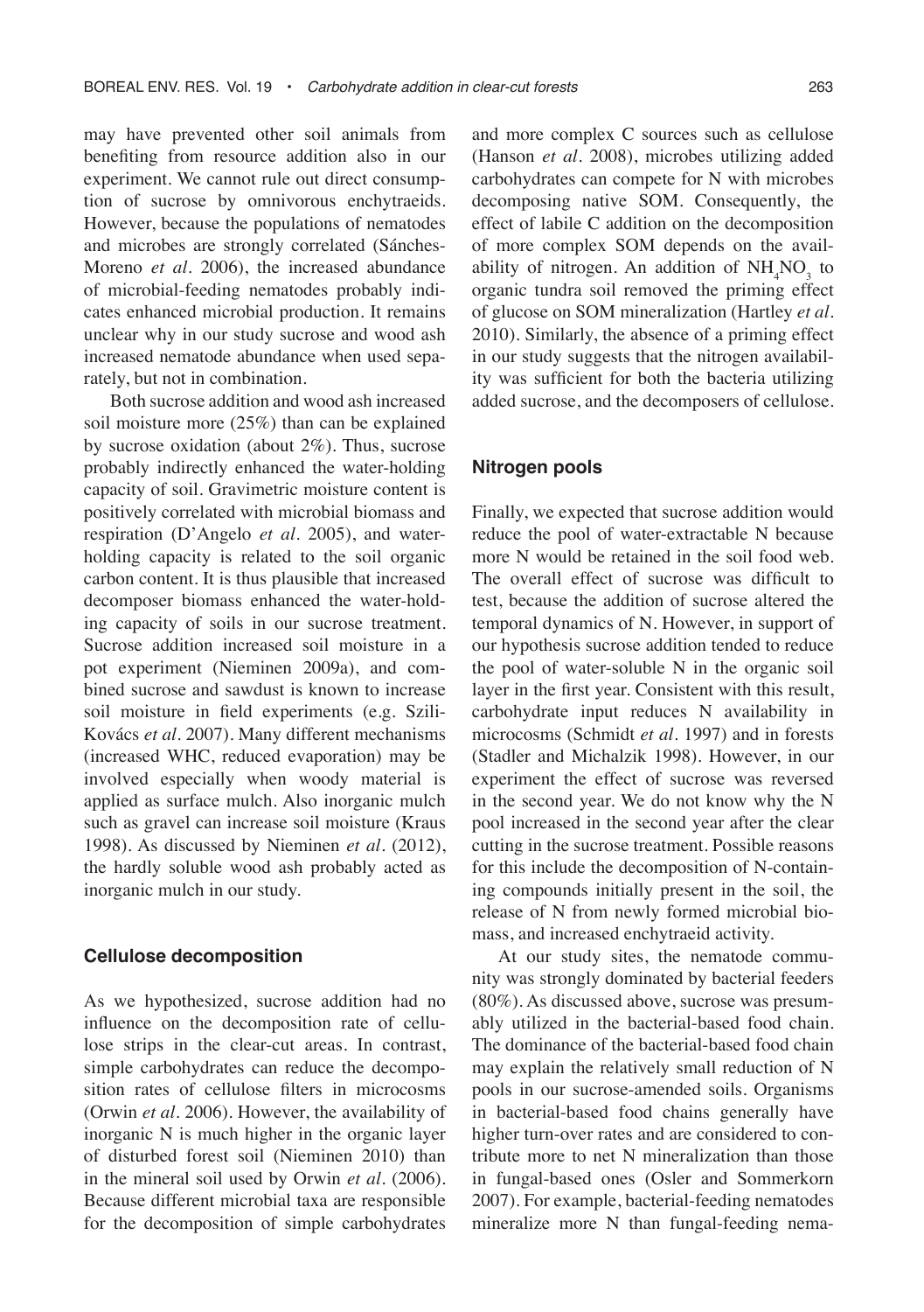may have prevented other soil animals from benefiting from resource addition also in our experiment. We cannot rule out direct consumption of sucrose by omnivorous enchytraeids. However, because the populations of nematodes and microbes are strongly correlated (Sánches-Moreno *et al.* 2006), the increased abundance of microbial-feeding nematodes probably indicates enhanced microbial production. It remains unclear why in our study sucrose and wood ash increased nematode abundance when used separately, but not in combination.

Both sucrose addition and wood ash increased soil moisture more (25%) than can be explained by sucrose oxidation (about 2%). Thus, sucrose probably indirectly enhanced the water-holding capacity of soil. Gravimetric moisture content is positively correlated with microbial biomass and respiration (D'Angelo *et al.* 2005), and water-holding capacity is related to the soil organic carbon content. It is thus plausible that increased decomposer biomass enhanced the water-holding capacity of soils in our sucrose treatment. Sucrose addition increased soil moisture in a pot experiment (Nieminen 2009a), and combined sucrose and sawdust is known to increase soil moisture in field experiments (e.g. Szili-Kovács *et al.* 2007). Many different mechanisms (increased WHC, reduced evaporation) may be involved especially when woody material is applied as surface mulch. Also inorganic mulch such as gravel can increase soil moisture (Kraus 1998). As discussed by Nieminen *et al.* (2012), the hardly soluble wood ash probably acted as inorganic mulch in our study.

### Cellulose decomposition

As we hypothesized, sucrose addition had no influence on the decomposition rate of cellulose strips in the clear-cut areas. In contrast, simple carbohydrates can reduce the decomposition rates of cellulose filters in microcosms (Orwin *et al.* 2006). However, the availability of inorganic N is much higher in the organic layer of disturbed forest soil (Nieminen 2010) than in the mineral soil used by Orwin *et al.* (2006). Because different microbial taxa are responsible for the decomposition of simple carbohydrates and more complex C sources such as cellulose (Hanson *et al.* 2008), microbes utilizing added carbohydrates can compete for N with microbes decomposing native SOM. Consequently, the effect of labile C addition on the decomposition of more complex SOM depends on the availability of nitrogen. An addition of $NH_4NO_3$ to organic tundra soil removed the priming effect of glucose on SOM mineralization (Hartley *et al.* 2010). Similarly, the absence of a priming effect in our study suggests that the nitrogen availability was sufficient for both the bacteria utilizing added sucrose, and the decomposers of cellulose.

### Nitrogen pools

Finally, we expected that sucrose addition would reduce the pool of water-extractable N because more N would be retained in the soil food web. The overall effect of sucrose was difficult to test, because the addition of sucrose altered the temporal dynamics of N. However, in support of our hypothesis sucrose addition tended to reduce the pool of water-soluble N in the organic soil layer in the first year. Consistent with this result, carbohydrate input reduces N availability in microcosms (Schmidt *et al.* 1997) and in forests (Stadler and Michalzik 1998). However, in our experiment the effect of sucrose was reversed in the second year. We do not know why the N pool increased in the second year after the clear cutting in the sucrose treatment. Possible reasons for this include the decomposition of N-containing compounds initially present in the soil, the release of N from newly formed microbial biomass, and increased enchytraeid activity.

At our study sites, the nematode community was strongly dominated by bacterial feeders (80%). As discussed above, sucrose was presumably utilized in the bacterial-based food chain. The dominance of the bacterial-based food chain may explain the relatively small reduction of N pools in our sucrose-amended soils. Organisms in bacterial-based food chains generally have higher turn-over rates and are considered to contribute more to net N mineralization than those in fungal-based ones (Osler and Sommerkorn 2007). For example, bacterial-feeding nematodes mineralize more N than fungal-feeding nema-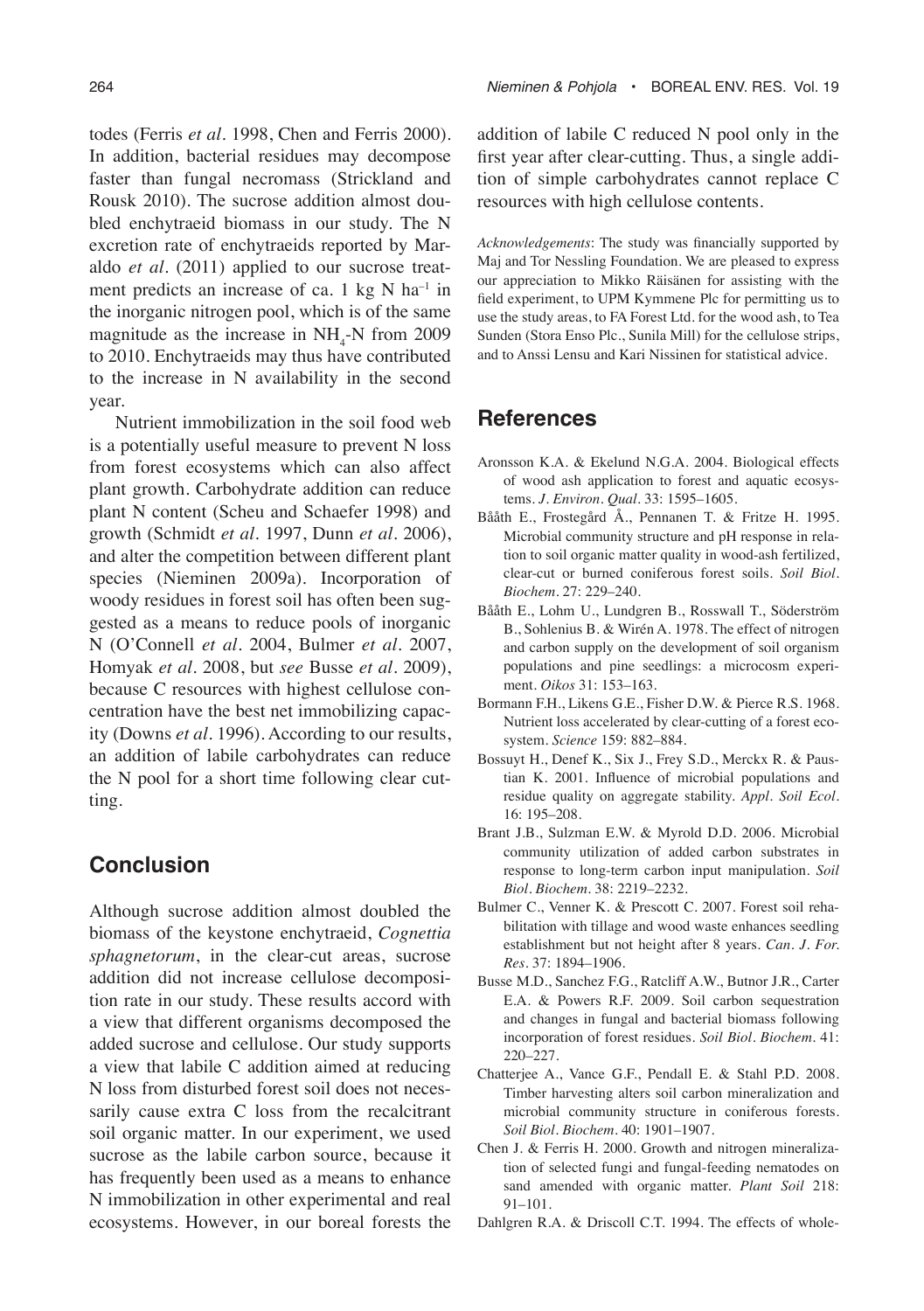todes (Ferris *et al*. 1998, Chen and Ferris 2000). In addition, bacterial residues may decompose faster than fungal necromass (Strickland and Rousk 2010). The sucrose addition almost doubled enchytraeid biomass in our study. The N excretion rate of enchytraeids reported by Maraldo *et al*. (2011) applied to our sucrose treatment predicts an increase of ca. 1 kg N $ha^{-1}$ in the inorganic nitrogen pool, which is of the same magnitude as the increase in $NH_4$-N from 2009 to 2010. Enchytraeids may thus have contributed to the increase in N availability in the second year.

Nutrient immobilization in the soil food web is a potentially useful measure to prevent N loss from forest ecosystems which can also affect plant growth. Carbohydrate addition can reduce plant N content (Scheu and Schaefer 1998) and growth (Schmidt *et al*. 1997, Dunn *et al*. 2006), and alter the competition between different plant species (Nieminen 2009a). Incorporation of woody residues in forest soil has often been suggested as a means to reduce pools of inorganic N (O'Connell *et al*. 2004, Bulmer *et al*. 2007, Homyak *et al*. 2008, but *see* Busse *et al*. 2009), because C resources with highest cellulose concentration have the best net immobilizing capacity (Downs *et al*. 1996). According to our results, an addition of labile carbohydrates can reduce the N pool for a short time following clear cutting.

## Conclusion

Although sucrose addition almost doubled the biomass of the keystone enchytraeid, *Cognettia sphagnetorum*, in the clear-cut areas, sucrose addition did not increase cellulose decomposition rate in our study. These results accord with a view that different organisms decomposed the added sucrose and cellulose. Our study supports a view that labile C addition aimed at reducing N loss from disturbed forest soil does not necessarily cause extra C loss from the recalcitrant soil organic matter. In our experiment, we used sucrose as the labile carbon source, because it has frequently been used as a means to enhance N immobilization in other experimental and real ecosystems. However, in our boreal forests the addition of labile C reduced N pool only in the first year after clear-cutting. Thus, a single addition of simple carbohydrates cannot replace C resources with high cellulose contents.

*Acknowledgements*: The study was financially supported by Maj and Tor Nessling Foundation. We are pleased to express our appreciation to Mikko Räisänen for assisting with the field experiment, to UPM Kymmene Plc for permitting us to use the study areas, to FA Forest Ltd. for the wood ash, to Tea Sunden (Stora Enso Plc., Sunila Mill) for the cellulose strips, and to Anssi Lensu and Kari Nissinen for statistical advice.

## References

Aronsson K.A. & Ekelund N.G.A. 2004. Biological effects of wood ash application to forest and aquatic ecosystems. *J. Environ. Qual.* 33: 1595–1605.

Bååth E., Frostegård Å., Pennanen T. & Fritze H. 1995. Microbial community structure and pH response in relation to soil organic matter quality in wood-ash fertilized, clear-cut or burned coniferous forest soils. *Soil Biol. Biochem.* 27: 229–240.

Bååth E., Lohm U., Lundgren B., Rosswall T., Söderström B., Sohlenius B. & Wirén A. 1978. The effect of nitrogen and carbon supply on the development of soil organism populations and pine seedlings: a microcosm experiment. *Oikos* 31: 153–163.

Bormann F.H., Likens G.E., Fisher D.W. & Pierce R.S. 1968. Nutrient loss accelerated by clear-cutting of a forest ecosystem. *Science* 159: 882–884.

Bossuyt H., Denef K., Six J., Frey S.D., Merckx R. & Paustian K. 2001. Influence of microbial populations and residue quality on aggregate stability. *Appl. Soil Ecol.* 16: 195–208.

Brant J.B., Sulzman E.W. & Myrold D.D. 2006. Microbial community utilization of added carbon substrates in response to long-term carbon input manipulation. *Soil Biol. Biochem.* 38: 2219–2232.

Bulmer C., Venner K. & Prescott C. 2007. Forest soil rehabilitation with tillage and wood waste enhances seedling establishment but not height after 8 years. *Can. J. For. Res.* 37: 1894–1906.

Busse M.D., Sanchez F.G., Ratcliff A.W., Butnor J.R., Carter E.A. & Powers R.F. 2009. Soil carbon sequestration and changes in fungal and bacterial biomass following incorporation of forest residues. *Soil Biol. Biochem.* 41: 220–227.

Chatterjee A., Vance G.F., Pendall E. & Stahl P.D. 2008. Timber harvesting alters soil carbon mineralization and microbial community structure in coniferous forests. *Soil Biol. Biochem.* 40: 1901–1907.

Chen J. & Ferris H. 2000. Growth and nitrogen mineralization of selected fungi and fungal-feeding nematodes on sand amended with organic matter. *Plant Soil* 218: 91–101.

Dahlgren R.A. & Driscoll C.T. 1994. The effects of whole-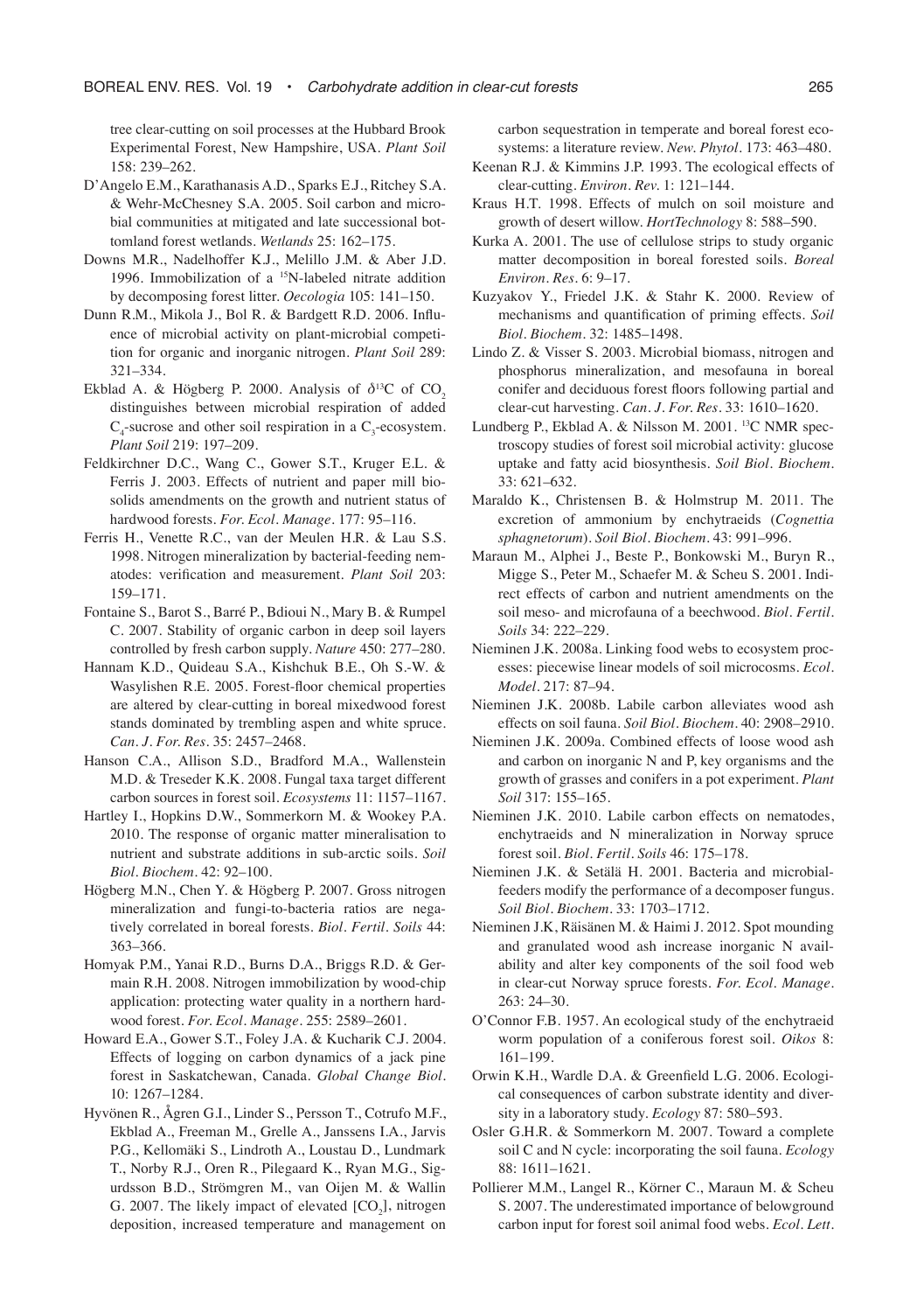tree clear-cutting on soil processes at the Hubbard Brook Experimental Forest, New Hampshire, USA. *Plant Soil* 158: 239–262.

D'Angelo E.M., Karathanasis A.D., Sparks E.J., Ritchey S.A. & Wehr-McChesney S.A. 2005. Soil carbon and microbial communities at mitigated and late successional bottomland forest wetlands. *Wetlands* 25: 162–175.

Downs M.R., Nadelhoffer K.J., Melillo J.M. & Aber J.D. 1996. Immobilization of a $^{15}$N-labeled nitrate addition by decomposing forest litter. *Oecologia* 105: 141–150.

Dunn R.M., Mikola J., Bol R. & Bardgett R.D. 2006. Influence of microbial activity on plant-microbial competition for organic and inorganic nitrogen. *Plant Soil* 289: 321–334.

Ekblad A. & Högberg P. 2000. Analysis of $\delta^{13}$C of $CO_2$ distinguishes between microbial respiration of added $C_4$-sucrose and other soil respiration in a $C_3$-ecosystem. *Plant Soil* 219: 197–209.

Feldkirchner D.C., Wang C., Gower S.T., Kruger E.L. & Ferris J. 2003. Effects of nutrient and paper mill biosolids amendments on the growth and nutrient status of hardwood forests. *For. Ecol. Manage.* 177: 95–116.

Ferris H., Venette R.C., van der Meulen H.R. & Lau S.S. 1998. Nitrogen mineralization by bacterial-feeding nematodes: verification and measurement. *Plant Soil* 203: 159–171.

Fontaine S., Barot S., Barré P., Bdioui N., Mary B. & Rumpel C. 2007. Stability of organic carbon in deep soil layers controlled by fresh carbon supply. *Nature* 450: 277–280.

Hannam K.D., Quideau S.A., Kishchuk B.E., Oh S.-W. & Wasylishen R.E. 2005. Forest-floor chemical properties are altered by clear-cutting in boreal mixedwood forest stands dominated by trembling aspen and white spruce. *Can. J. For. Res.* 35: 2457–2468.

Hanson C.A., Allison S.D., Bradford M.A., Wallenstein M.D. & Treseder K.K. 2008. Fungal taxa target different carbon sources in forest soil. *Ecosystems* 11: 1157–1167.

Hartley I., Hopkins D.W., Sommerkorn M. & Wookey P.A. 2010. The response of organic matter mineralisation to nutrient and substrate additions in sub-arctic soils. *Soil Biol. Biochem.* 42: 92–100.

Högberg M.N., Chen Y. & Högberg P. 2007. Gross nitrogen mineralization and fungi-to-bacteria ratios are negatively correlated in boreal forests. *Biol. Fertil. Soils* 44: 363–366.

Homyak P.M., Yanai R.D., Burns D.A., Briggs R.D. & Germain R.H. 2008. Nitrogen immobilization by wood-chip application: protecting water quality in a northern hardwood forest. *For. Ecol. Manage.* 255: 2589–2601.

Howard E.A., Gower S.T., Foley J.A. & Kucharik C.J. 2004. Effects of logging on carbon dynamics of a jack pine forest in Saskatchewan, Canada. *Global Change Biol.* 10: 1267–1284.

Hyvönen R., Ågren G.I., Linder S., Persson T., Cotrufo M.F., Ekblad A., Freeman M., Grelle A., Janssens I.A., Jarvis P.G., Kellomäki S., Lindroth A., Loustau D., Lundmark T., Norby R.J., Oren R., Pilegaard K., Ryan M.G., Sigurdsson B.D., Strömgren M., van Oijen M. & Wallin G. 2007. The likely impact of elevated [$CO_2$], nitrogen deposition, increased temperature and management on carbon sequestration in temperate and boreal forest ecosystems: a literature review. *New. Phytol.* 173: 463–480.

Keenan R.J. & Kimmins J.P. 1993. The ecological effects of clear-cutting. *Environ. Rev.* 1: 121–144.

Kraus H.T. 1998. Effects of mulch on soil moisture and growth of desert willow. *HortTechnology* 8: 588–590.

Kurka A. 2001. The use of cellulose strips to study organic matter decomposition in boreal forested soils. *Boreal Environ. Res.* 6: 9–17.

Kuzyakov Y., Friedel J.K. & Stahr K. 2000. Review of mechanisms and quantification of priming effects. *Soil Biol. Biochem.* 32: 1485–1498.

Lindo Z. & Visser S. 2003. Microbial biomass, nitrogen and phosphorus mineralization, and mesofauna in boreal conifer and deciduous forest floors following partial and clear-cut harvesting. *Can. J. For. Res.* 33: 1610–1620.

Lundberg P., Ekblad A. & Nilsson M. 2001. $^{13}$C NMR spectroscopy studies of forest soil microbial activity: glucose uptake and fatty acid biosynthesis. *Soil Biol. Biochem.* 33: 621–632.

Maraldo K., Christensen B. & Holmstrup M. 2011. The excretion of ammonium by enchytraeids (*Cognettia sphagnetorum*). *Soil Biol. Biochem.* 43: 991–996.

Maraun M., Alphei J., Beste P., Bonkowski M., Buryn R., Migge S., Peter M., Schaefer M. & Scheu S. 2001. Indirect effects of carbon and nutrient amendments on the soil meso- and microfauna of a beechwood. *Biol. Fertil. Soils* 34: 222–229.

Nieminen J.K. 2008a. Linking food webs to ecosystem processes: piecewise linear models of soil microcosms. *Ecol. Model.* 217: 87–94.

Nieminen J.K. 2008b. Labile carbon alleviates wood ash effects on soil fauna. *Soil Biol. Biochem.* 40: 2908–2910.

Nieminen J.K. 2009a. Combined effects of loose wood ash and carbon on inorganic N and P, key organisms and the growth of grasses and conifers in a pot experiment. *Plant Soil* 317: 155–165.

Nieminen J.K. 2010. Labile carbon effects on nematodes, enchytraeids and N mineralization in Norway spruce forest soil. *Biol. Fertil. Soils* 46: 175–178.

Nieminen J.K. & Setälä H. 2001. Bacteria and microbial-feeders modify the performance of a decomposer fungus. *Soil Biol. Biochem.* 33: 1703–1712.

Nieminen J.K, Räisänen M. & Haimi J. 2012. Spot mounding and granulated wood ash increase inorganic N availability and alter key components of the soil food web in clear-cut Norway spruce forests. *For. Ecol. Manage.* 263: 24–30.

O'Connor F.B. 1957. An ecological study of the enchytraeid worm population of a coniferous forest soil. *Oikos* 8: 161–199.

Orwin K.H., Wardle D.A. & Greenfield L.G. 2006. Ecological consequences of carbon substrate identity and diversity in a laboratory study. *Ecology* 87: 580–593.

Osler G.H.R. & Sommerkorn M. 2007. Toward a complete soil C and N cycle: incorporating the soil fauna. *Ecology* 88: 1611–1621.

Pollierer M.M., Langel R., Körner C., Maraun M. & Scheu S. 2007. The underestimated importance of belowground carbon input for forest soil animal food webs. *Ecol. Lett.*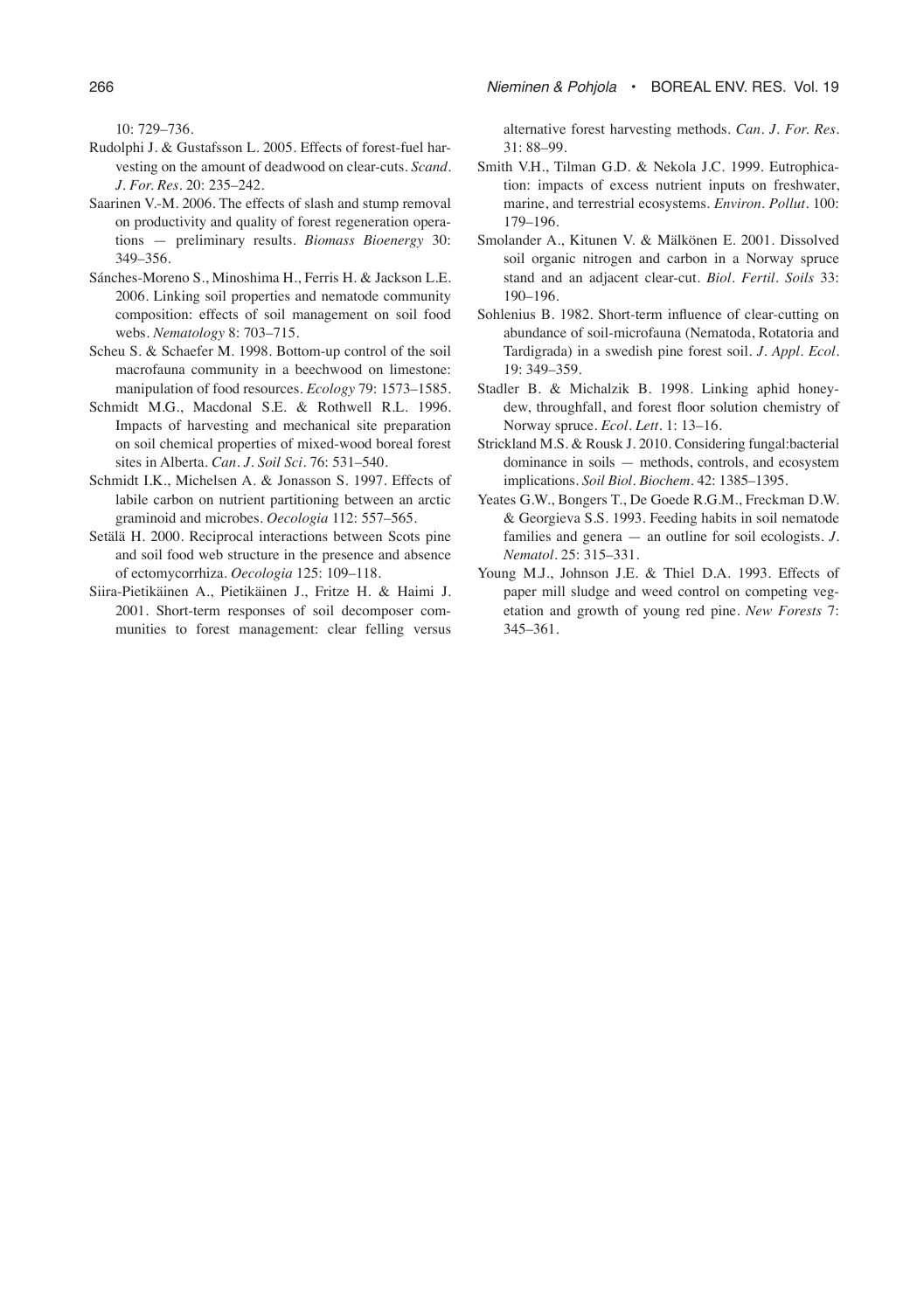10: 729–736.

Rudolphi J. & Gustafsson L. 2005. Effects of forest-fuel harvesting on the amount of deadwood on clear-cuts. *Scand. J. For. Res.* 20: 235–242.

Saarinen V.-M. 2006. The effects of slash and stump removal on productivity and quality of forest regeneration operations — preliminary results. *Biomass Bioenergy* 30: 349–356.

Sánches-Moreno S., Minoshima H., Ferris H. & Jackson L.E. 2006. Linking soil properties and nematode community composition: effects of soil management on soil food webs. *Nematology* 8: 703–715.

Scheu S. & Schaefer M. 1998. Bottom-up control of the soil macrofauna community in a beechwood on limestone: manipulation of food resources. *Ecology* 79: 1573–1585.

Schmidt M.G., Macdonal S.E. & Rothwell R.L. 1996. Impacts of harvesting and mechanical site preparation on soil chemical properties of mixed-wood boreal forest sites in Alberta. *Can. J. Soil Sci.* 76: 531–540.

Schmidt I.K., Michelsen A. & Jonasson S. 1997. Effects of labile carbon on nutrient partitioning between an arctic graminoid and microbes. *Oecologia* 112: 557–565.

Setälä H. 2000. Reciprocal interactions between Scots pine and soil food web structure in the presence and absence of ectomycorrhiza. *Oecologia* 125: 109–118.

Siira-Pietikäinen A., Pietikäinen J., Fritze H. & Haimi J. 2001. Short-term responses of soil decomposer communities to forest management: clear felling versus alternative forest harvesting methods. *Can. J. For. Res.* 31: 88–99.

Smith V.H., Tilman G.D. & Nekola J.C. 1999. Eutrophication: impacts of excess nutrient inputs on freshwater, marine, and terrestrial ecosystems. *Environ. Pollut.* 100: 179–196.

Smolander A., Kitunen V. & Mälkönen E. 2001. Dissolved soil organic nitrogen and carbon in a Norway spruce stand and an adjacent clear-cut. *Biol. Fertil. Soils* 33: 190–196.

Sohlenius B. 1982. Short-term influence of clear-cutting on abundance of soil-microfauna (Nematoda, Rotatoria and Tardigrada) in a swedish pine forest soil. *J. Appl. Ecol.* 19: 349–359.

Stadler B. & Michalzik B. 1998. Linking aphid honeydew, throughfall, and forest floor solution chemistry of Norway spruce. *Ecol. Lett.* 1: 13–16.

Strickland M.S. & Rousk J. 2010. Considering fungal:bacterial dominance in soils — methods, controls, and ecosystem implications. *Soil Biol. Biochem.* 42: 1385–1395.

Yeates G.W., Bongers T., De Goede R.G.M., Freckman D.W. & Georgieva S.S. 1993. Feeding habits in soil nematode families and genera — an outline for soil ecologists. *J. Nematol.* 25: 315–331.

Young M.J., Johnson J.E. & Thiel D.A. 1993. Effects of paper mill sludge and weed control on competing vegetation and growth of young red pine. *New Forests* 7: 345–361.